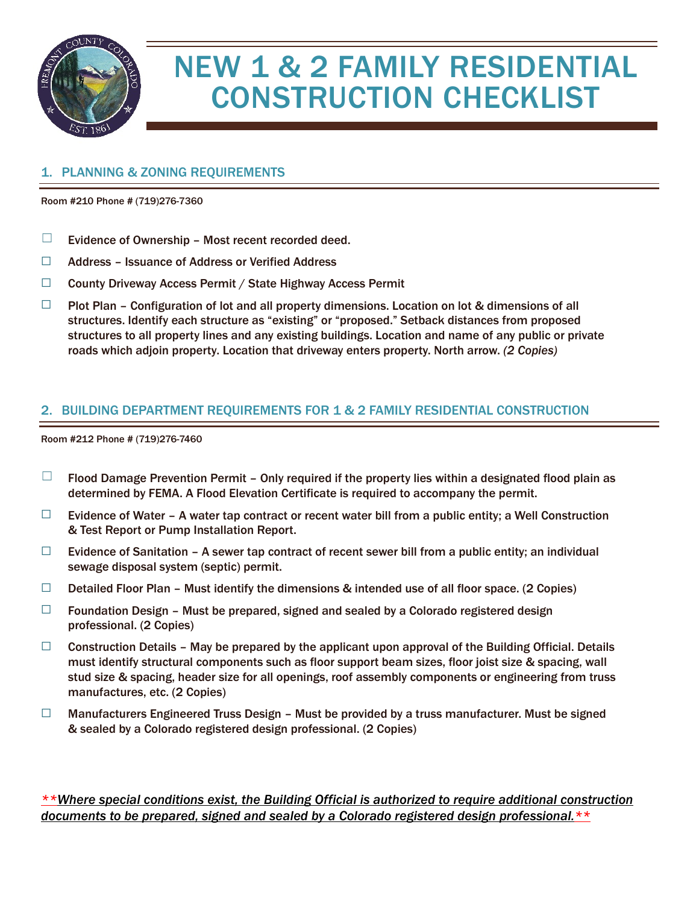# NEW 1 & 2 FAMILY RESIDENTIAL CONSTRUCTION CHECKLIST

## 1. PLANNING & ZONING REQUIREMENTS

Room #210 Phone # (719)276-7360

- ☐ Evidence of Ownership – Most recent recorded deed.
- ☐ Address – Issuance of Address or Verified Address
- ☐ County Driveway Access Permit / State Highway Access Permit
- ☐ Plot Plan – Configuration of lot and all property dimensions. Location on lot & dimensions of all structures. Identify each structure as "existing" or "proposed." Setback distances from proposed structures to all property lines and any existing buildings. Location and name of any public or private roads which adjoin property. Location that driveway enters property. North arrow. *(2 Copies)*

## 2. BUILDING DEPARTMENT REQUIREMENTS FOR 1 & 2 FAMILY RESIDENTIAL CONSTRUCTION

Room #212 Phone # (719)276-7460

- ☐ Flood Damage Prevention Permit – Only required if the property lies within a designated flood plain as determined by FEMA. A Flood Elevation Certificate is required to accompany the permit.
- ☐ Evidence of Water – A water tap contract or recent water bill from a public entity; a Well Construction & Test Report or Pump Installation Report.
- ☐ Evidence of Sanitation – A sewer tap contract of recent sewer bill from a public entity; an individual sewage disposal system (septic) permit.
- ☐ Detailed Floor Plan – Must identify the dimensions & intended use of all floor space. (2 Copies)
- ☐ Foundation Design – Must be prepared, signed and sealed by a Colorado registered design professional. (2 Copies)
- ☐ Construction Details – May be prepared by the applicant upon approval of the Building Official. Details must identify structural components such as floor support beam sizes, floor joist size & spacing, wall stud size & spacing, header size for all openings, roof assembly components or engineering from truss manufactures, etc. (2 Copies)
- ☐ Manufacturers Engineered Truss Design – Must be provided by a truss manufacturer. Must be signed & sealed by a Colorado registered design professional. (2 Copies)

***Where special conditions exist, the Building Official is authorized to require additional construction documents to be prepared, signed and sealed by a Colorado registered design professional.***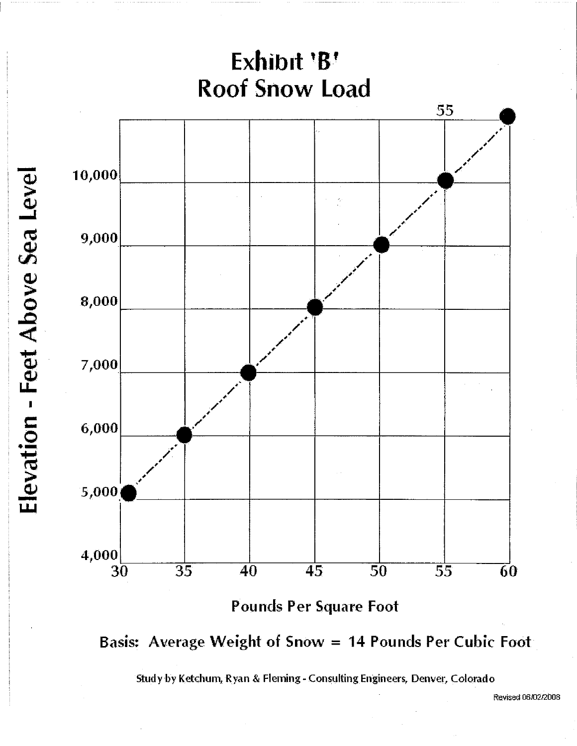# Exhibit 'B'
# Roof Snow Load

| Elevation - Feet Above Sea Level | Pounds Per Square Foot |
|---|---|
| 5,000 | 30 |
| 6,000 | 35 |
| 7,000 | 40 |
| 8,000 | 45 |
| 9,000 | 50 |
| 10,000 | 55 |
| (top, labeled 55) | 60 |

**Basis: Average Weight of Snow = 14 Pounds Per Cubic Foot**

Study by Ketchum, Ryan & Fleming - Consulting Engineers, Denver, Colorado

Revised 06/02/2008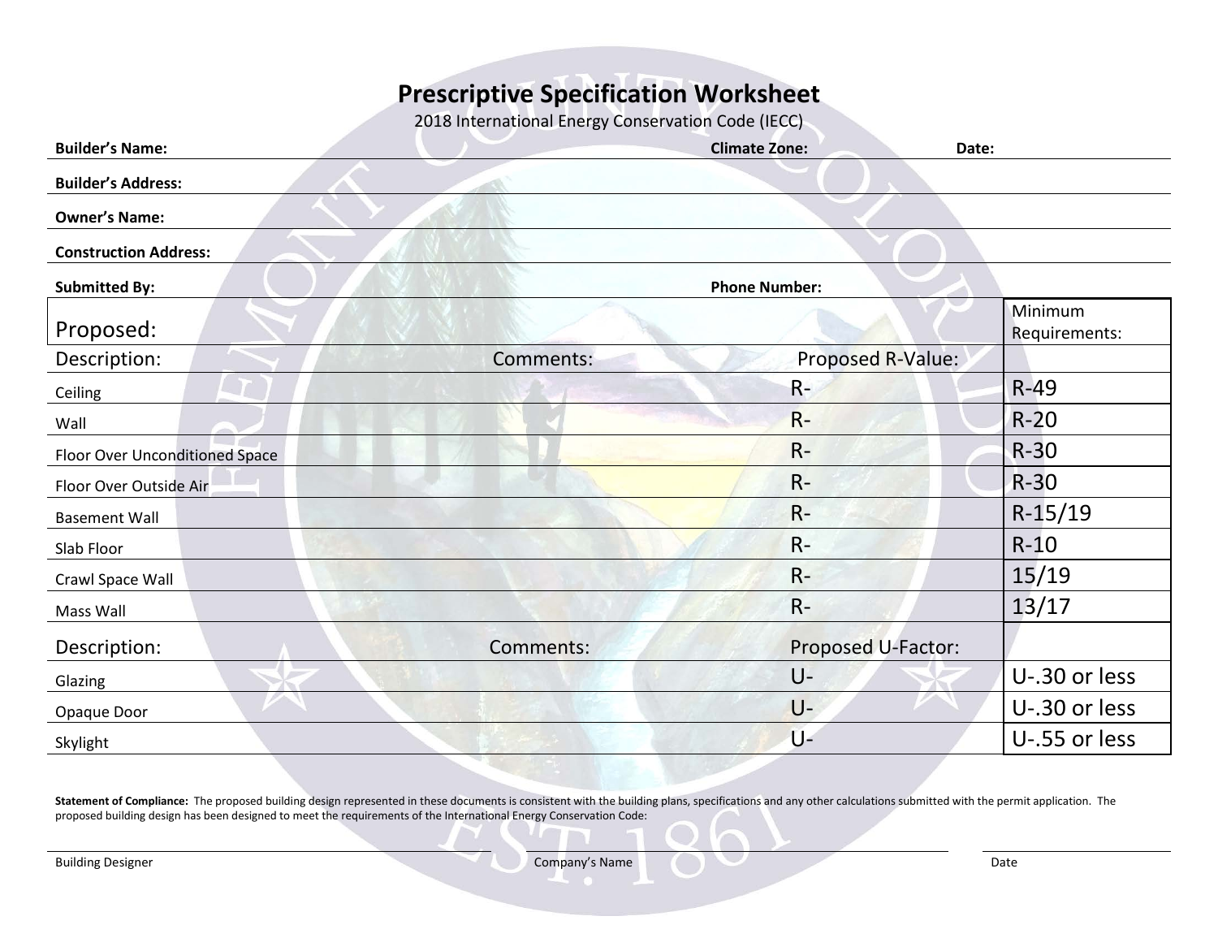# Prescriptive Specification Worksheet

2018 International Energy Conservation Code (IECC)

**Builder's Name:** **Climate Zone:** **Date:**

**Builder's Address:**

**Owner's Name:**

**Construction Address:**

**Submitted By:** **Phone Number:**

| Proposed: | | | Minimum Requirements: |
|---|---|---|---|
| Description: | Comments: | Proposed R-Value: | |
| Ceiling | | R- | R-49 |
| Wall | | R- | R-20 |
| Floor Over Unconditioned Space | | R- | R-30 |
| Floor Over Outside Air | | R- | R-30 |
| Basement Wall | | R- | R-15/19 |
| Slab Floor | | R- | R-10 |
| Crawl Space Wall | | R- | 15/19 |
| Mass Wall | | R- | 13/17 |
| Description: | Comments: | Proposed U-Factor: | |
| Glazing | | U- | U-.30 or less |
| Opaque Door | | U- | U-.30 or less |
| Skylight | | U- | U-.55 or less |

**Statement of Compliance:** The proposed building design represented in these documents is consistent with the building plans, specifications and any other calculations submitted with the permit application. The proposed building design has been designed to meet the requirements of the International Energy Conservation Code:

Building Designer Company's Name Date